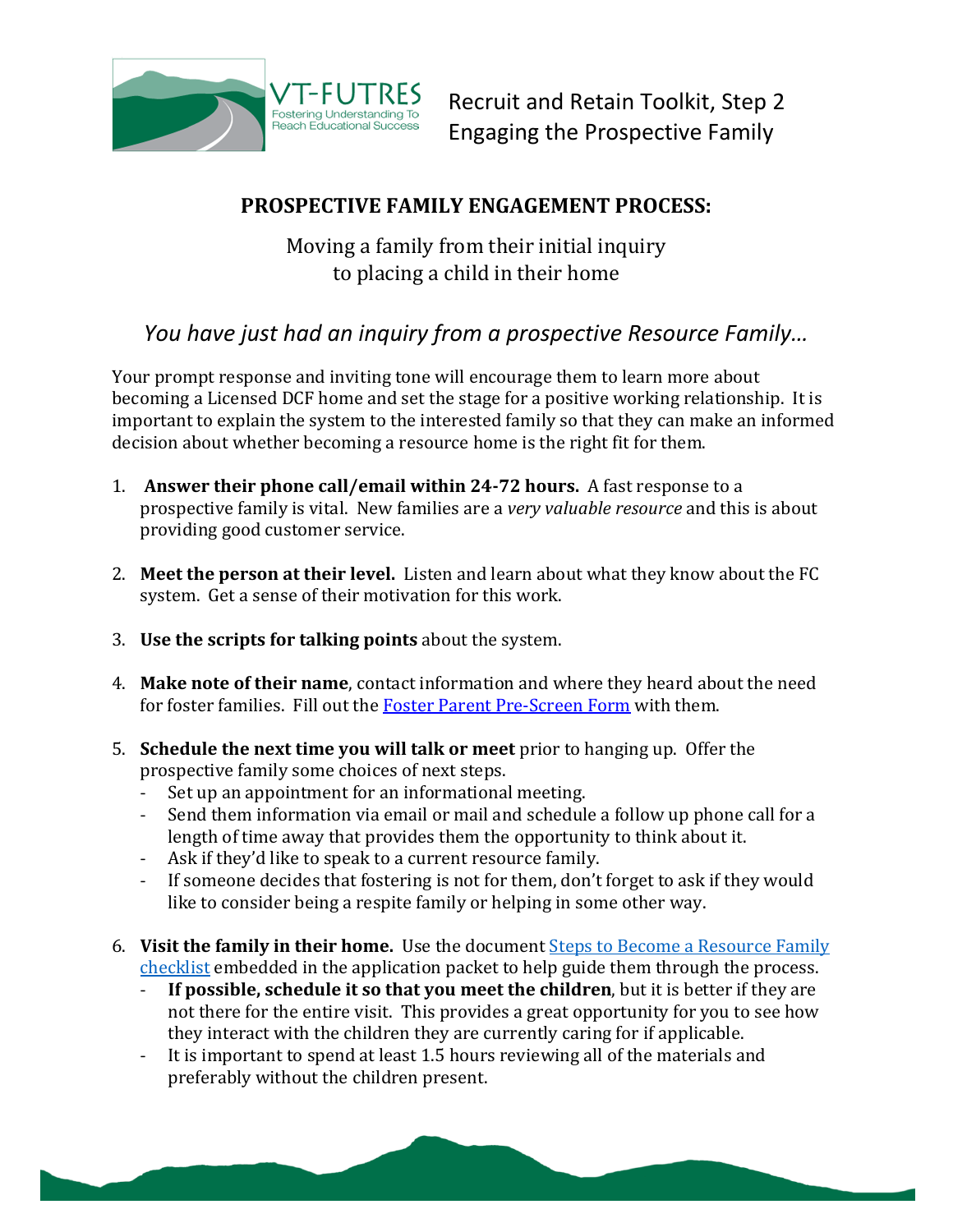VT-FUTRES
Fostering Understanding To Reach Educational Success

Recruit and Retain Toolkit, Step 2
Engaging the Prospective Family

# PROSPECTIVE FAMILY ENGAGEMENT PROCESS:

Moving a family from their initial inquiry
to placing a child in their home

## *You have just had an inquiry from a prospective Resource Family…*

Your prompt response and inviting tone will encourage them to learn more about becoming a Licensed DCF home and set the stage for a positive working relationship. It is important to explain the system to the interested family so that they can make an informed decision about whether becoming a resource home is the right fit for them.

1. **Answer their phone call/email within 24-72 hours.** A fast response to a prospective family is vital. New families are a *very valuable resource* and this is about providing good customer service.

2. **Meet the person at their level.** Listen and learn about what they know about the FC system. Get a sense of their motivation for this work.

3. **Use the scripts for talking points** about the system.

4. **Make note of their name**, contact information and where they heard about the need for foster families. Fill out the Foster Parent Pre-Screen Form with them.

5. **Schedule the next time you will talk or meet** prior to hanging up. Offer the prospective family some choices of next steps.
   - Set up an appointment for an informational meeting.
   - Send them information via email or mail and schedule a follow up phone call for a length of time away that provides them the opportunity to think about it.
   - Ask if they'd like to speak to a current resource family.
   - If someone decides that fostering is not for them, don't forget to ask if they would like to consider being a respite family or helping in some other way.

6. **Visit the family in their home.** Use the document Steps to Become a Resource Family checklist embedded in the application packet to help guide them through the process.
   - **If possible, schedule it so that you meet the children**, but it is better if they are not there for the entire visit. This provides a great opportunity for you to see how they interact with the children they are currently caring for if applicable.
   - It is important to spend at least 1.5 hours reviewing all of the materials and preferably without the children present.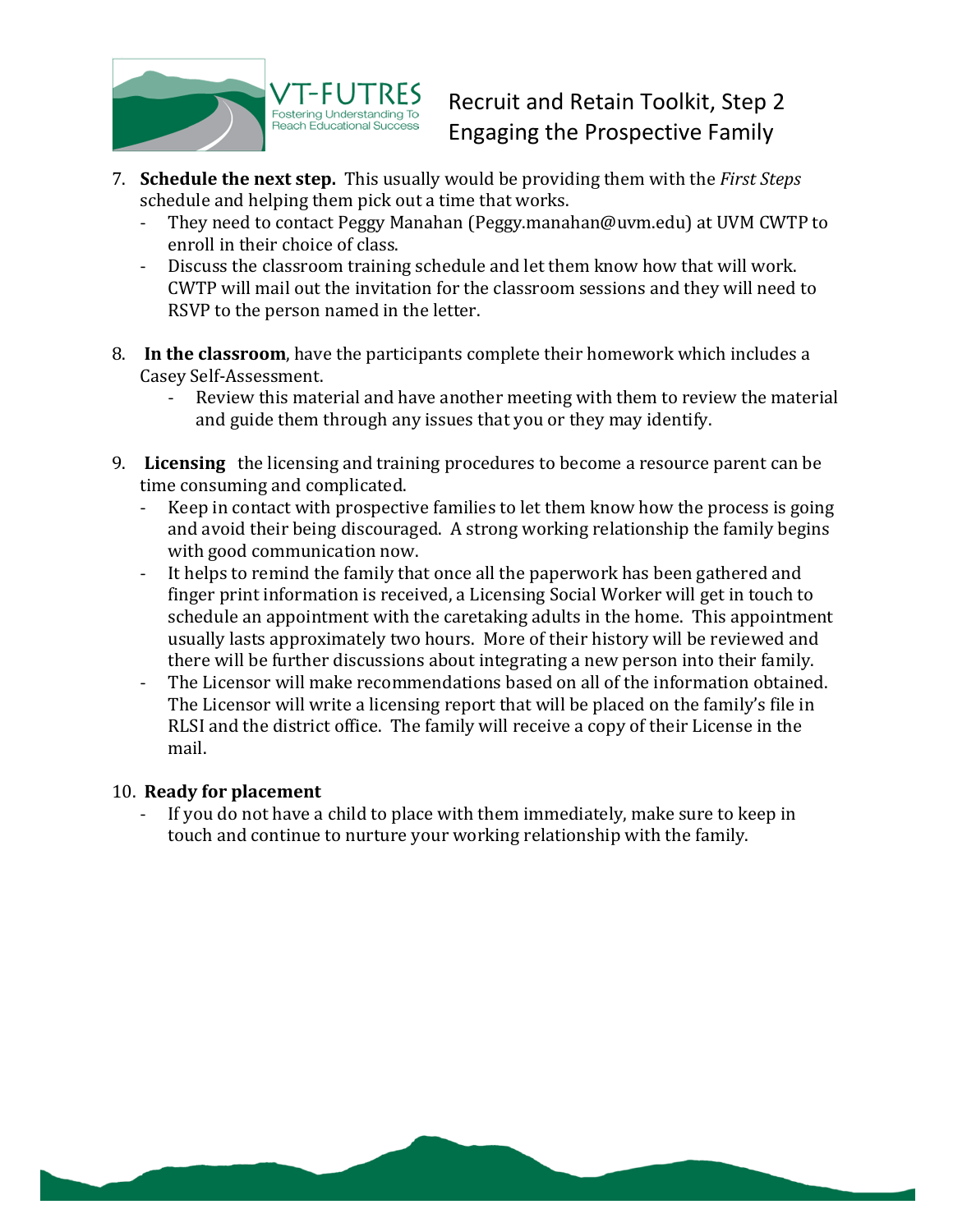7. **Schedule the next step.** This usually would be providing them with the *First Steps* schedule and helping them pick out a time that works.
   - They need to contact Peggy Manahan (Peggy.manahan@uvm.edu) at UVM CWTP to enroll in their choice of class.
   - Discuss the classroom training schedule and let them know how that will work. CWTP will mail out the invitation for the classroom sessions and they will need to RSVP to the person named in the letter.

8. **In the classroom**, have the participants complete their homework which includes a Casey Self-Assessment.
   - Review this material and have another meeting with them to review the material and guide them through any issues that you or they may identify.

9. **Licensing** the licensing and training procedures to become a resource parent can be time consuming and complicated.
   - Keep in contact with prospective families to let them know how the process is going and avoid their being discouraged. A strong working relationship the family begins with good communication now.
   - It helps to remind the family that once all the paperwork has been gathered and finger print information is received, a Licensing Social Worker will get in touch to schedule an appointment with the caretaking adults in the home. This appointment usually lasts approximately two hours. More of their history will be reviewed and there will be further discussions about integrating a new person into their family.
   - The Licensor will make recommendations based on all of the information obtained. The Licensor will write a licensing report that will be placed on the family's file in RLSI and the district office. The family will receive a copy of their License in the mail.

10. **Ready for placement**
    - If you do not have a child to place with them immediately, make sure to keep in touch and continue to nurture your working relationship with the family.